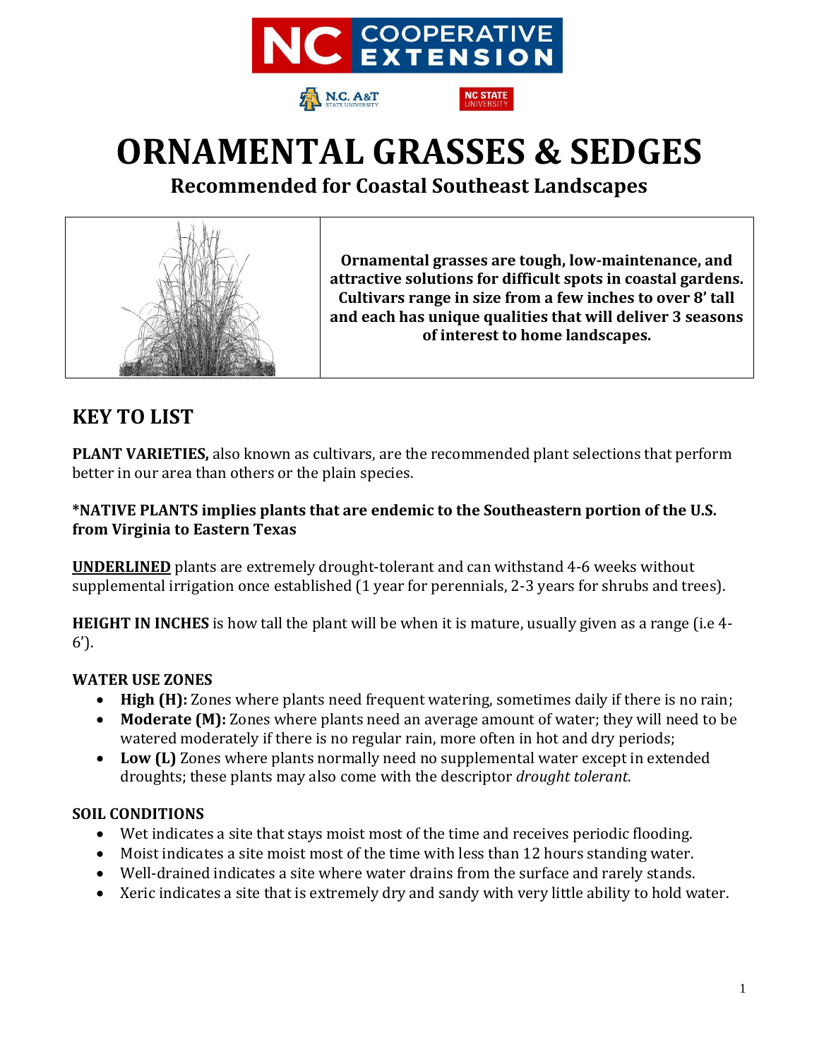# ORNAMENTAL GRASSES & SEDGES

## Recommended for Coastal Southeast Landscapes

**Ornamental grasses are tough, low-maintenance, and attractive solutions for difficult spots in coastal gardens. Cultivars range in size from a few inches to over 8' tall and each has unique qualities that will deliver 3 seasons of interest to home landscapes.**

## KEY TO LIST

**PLANT VARIETIES,** also known as cultivars, are the recommended plant selections that perform better in our area than others or the plain species.

***NATIVE PLANTS implies plants that are endemic to the Southeastern portion of the U.S. from Virginia to Eastern Texas**

<u>**UNDERLINED**</u> plants are extremely drought-tolerant and can withstand 4-6 weeks without supplemental irrigation once established (1 year for perennials, 2-3 years for shrubs and trees).

**HEIGHT IN INCHES** is how tall the plant will be when it is mature, usually given as a range (i.e 4-6').

**WATER USE ZONES**

- **High (H):** Zones where plants need frequent watering, sometimes daily if there is no rain;
- **Moderate (M):** Zones where plants need an average amount of water; they will need to be watered moderately if there is no regular rain, more often in hot and dry periods;
- **Low (L)** Zones where plants normally need no supplemental water except in extended droughts; these plants may also come with the descriptor *drought tolerant*.

**SOIL CONDITIONS**

- Wet indicates a site that stays moist most of the time and receives periodic flooding.
- Moist indicates a site moist most of the time with less than 12 hours standing water.
- Well-drained indicates a site where water drains from the surface and rarely stands.
- Xeric indicates a site that is extremely dry and sandy with very little ability to hold water.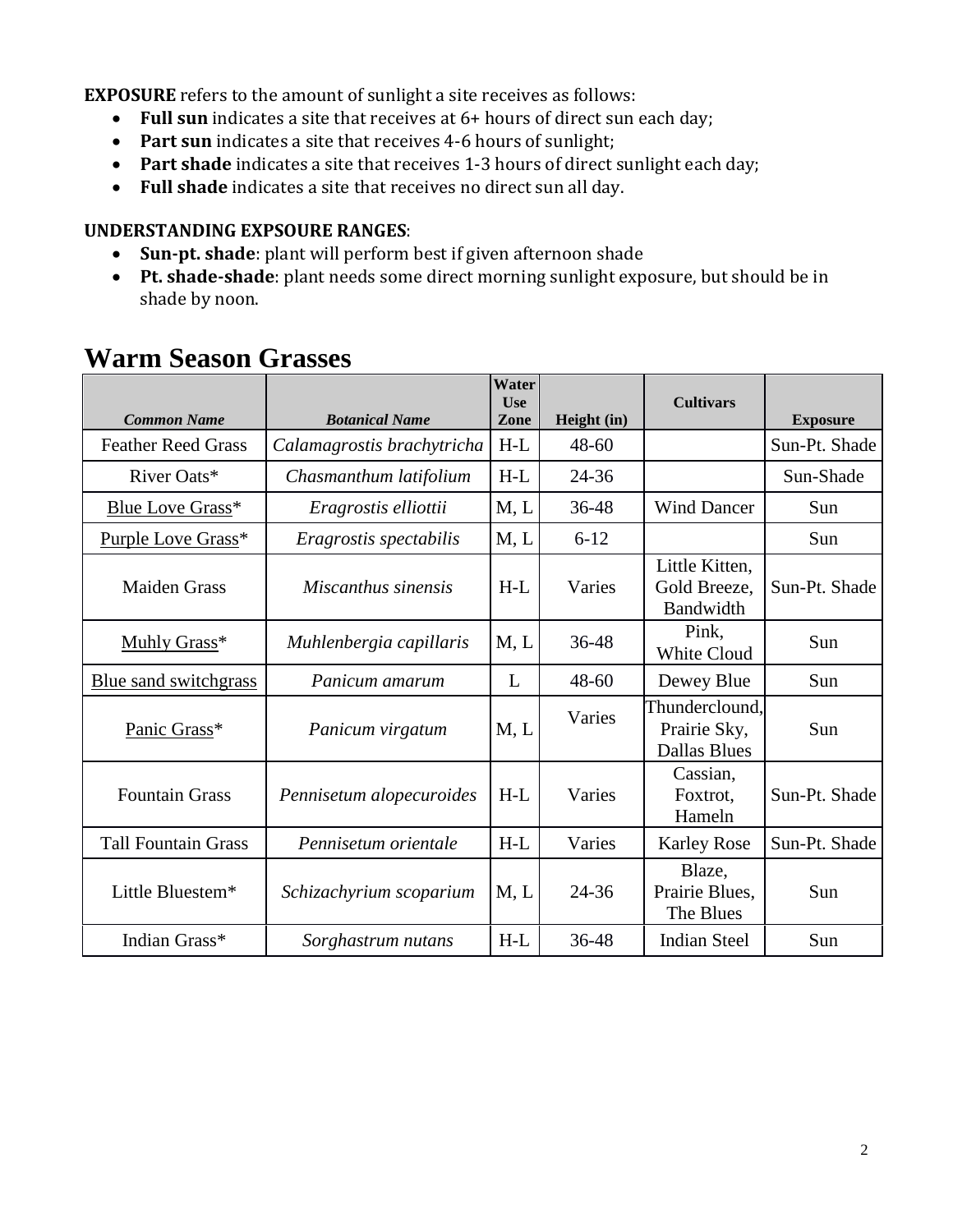**EXPOSURE** refers to the amount of sunlight a site receives as follows:

- **Full sun** indicates a site that receives at 6+ hours of direct sun each day;
- **Part sun** indicates a site that receives 4-6 hours of sunlight;
- **Part shade** indicates a site that receives 1-3 hours of direct sunlight each day;
- **Full shade** indicates a site that receives no direct sun all day.

**UNDERSTANDING EXPSOURE RANGES**:

- **Sun-pt. shade**: plant will perform best if given afternoon shade
- **Pt. shade-shade**: plant needs some direct morning sunlight exposure, but should be in shade by noon.

# Warm Season Grasses

| *Common Name* | *Botanical Name* | Water Use Zone | Height (in) | Cultivars | Exposure |
|---|---|---|---|---|---|
| Feather Reed Grass | *Calamagrostis brachytricha* | H-L | 48-60 | | Sun-Pt. Shade |
| River Oats* | *Chasmanthum latifolium* | H-L | 24-36 | | Sun-Shade |
| Blue Love Grass* | *Eragrostis elliottii* | M, L | 36-48 | Wind Dancer | Sun |
| Purple Love Grass* | *Eragrostis spectabilis* | M, L | 6-12 | | Sun |
| Maiden Grass | *Miscanthus sinensis* | H-L | Varies | Little Kitten, Gold Breeze, Bandwidth | Sun-Pt. Shade |
| Muhly Grass* | *Muhlenbergia capillaris* | M, L | 36-48 | Pink, White Cloud | Sun |
| Blue sand switchgrass | *Panicum amarum* | L | 48-60 | Dewey Blue | Sun |
| Panic Grass* | *Panicum virgatum* | M, L | Varies | Thunderclound, Prairie Sky, Dallas Blues | Sun |
| Fountain Grass | *Pennisetum alopecuroides* | H-L | Varies | Cassian, Foxtrot, Hameln | Sun-Pt. Shade |
| Tall Fountain Grass | *Pennisetum orientale* | H-L | Varies | Karley Rose | Sun-Pt. Shade |
| Little Bluestem* | *Schizachyrium scoparium* | M, L | 24-36 | Blaze, Prairie Blues, The Blues | Sun |
| Indian Grass* | *Sorghastrum nutans* | H-L | 36-48 | Indian Steel | Sun |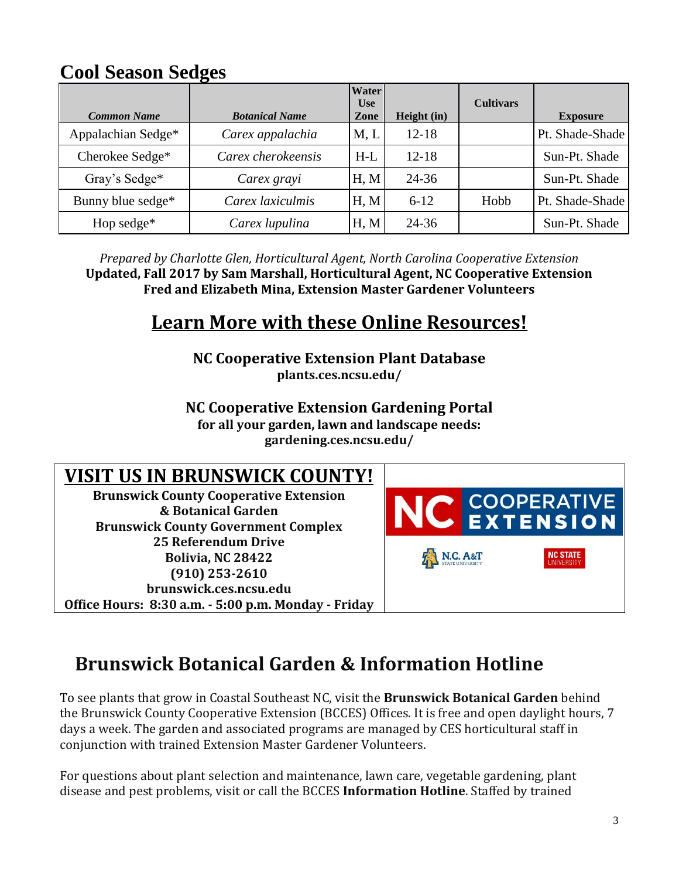## Cool Season Sedges

| *Common Name* | *Botanical Name* | Water Use Zone | Height (in) | Cultivars | Exposure |
|---|---|---|---|---|---|
| Appalachian Sedge* | *Carex appalachia* | M, L | 12-18 | | Pt. Shade-Shade |
| Cherokee Sedge* | *Carex cherokeensis* | H-L | 12-18 | | Sun-Pt. Shade |
| Gray's Sedge* | *Carex grayi* | H, M | 24-36 | | Sun-Pt. Shade |
| Bunny blue sedge* | *Carex laxiculmis* | H, M | 6-12 | Hobb | Pt. Shade-Shade |
| Hop sedge* | *Carex lupulina* | H, M | 24-36 | | Sun-Pt. Shade |

*Prepared by Charlotte Glen, Horticultural Agent, North Carolina Cooperative Extension*
**Updated, Fall 2017 by Sam Marshall, Horticultural Agent, NC Cooperative Extension**
**Fred and Elizabeth Mina, Extension Master Gardener Volunteers**

## Learn More with these Online Resources!

**NC Cooperative Extension Plant Database**
**plants.ces.ncsu.edu/**

**NC Cooperative Extension Gardening Portal**
**for all your garden, lawn and landscape needs:**
**gardening.ces.ncsu.edu/**

## VISIT US IN BRUNSWICK COUNTY!

**Brunswick County Cooperative Extension**
**& Botanical Garden**
**Brunswick County Government Complex**
**25 Referendum Drive**
**Bolivia, NC 28422**
**(910) 253-2610**
**brunswick.ces.ncsu.edu**
**Office Hours: 8:30 a.m. - 5:00 p.m. Monday - Friday**

NC COOPERATIVE EXTENSION

N.C. A&T STATE UNIVERSITY

NC STATE UNIVERSITY

## Brunswick Botanical Garden & Information Hotline

To see plants that grow in Coastal Southeast NC, visit the **Brunswick Botanical Garden** behind the Brunswick County Cooperative Extension (BCCES) Offices. It is free and open daylight hours, 7 days a week. The garden and associated programs are managed by CES horticultural staff in conjunction with trained Extension Master Gardener Volunteers.

For questions about plant selection and maintenance, lawn care, vegetable gardening, plant disease and pest problems, visit or call the BCCES **Information Hotline**. Staffed by trained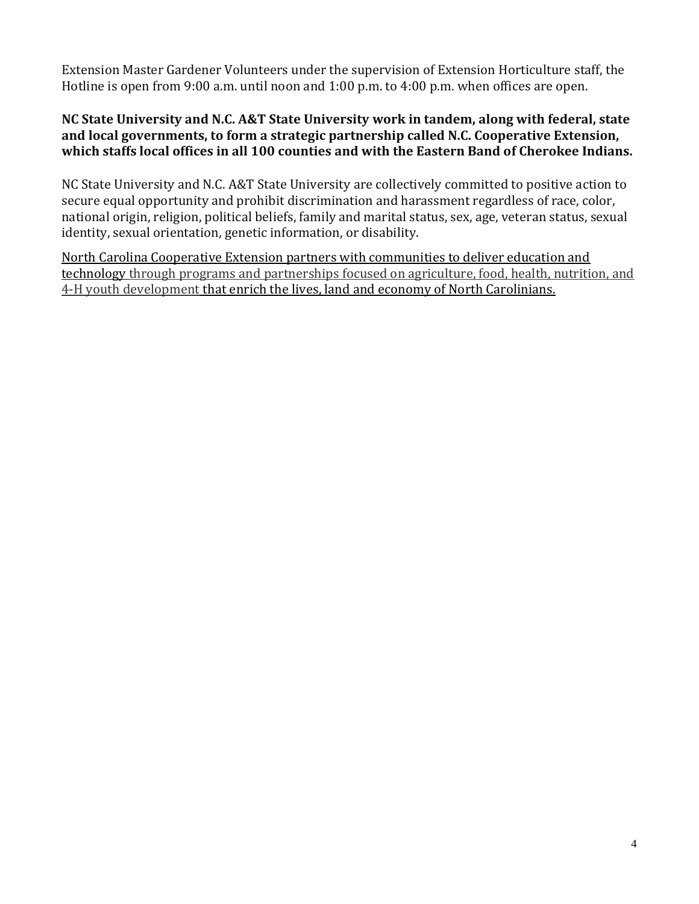Extension Master Gardener Volunteers under the supervision of Extension Horticulture staff, the Hotline is open from 9:00 a.m. until noon and 1:00 p.m. to 4:00 p.m. when offices are open.

**NC State University and N.C. A&T State University work in tandem, along with federal, state and local governments, to form a strategic partnership called N.C. Cooperative Extension, which staffs local offices in all 100 counties and with the Eastern Band of Cherokee Indians.**

NC State University and N.C. A&T State University are collectively committed to positive action to secure equal opportunity and prohibit discrimination and harassment regardless of race, color, national origin, religion, political beliefs, family and marital status, sex, age, veteran status, sexual identity, sexual orientation, genetic information, or disability.

North Carolina Cooperative Extension partners with communities to deliver education and technology through programs and partnerships focused on agriculture, food, health, nutrition, and 4-H youth development that enrich the lives, land and economy of North Carolinians.